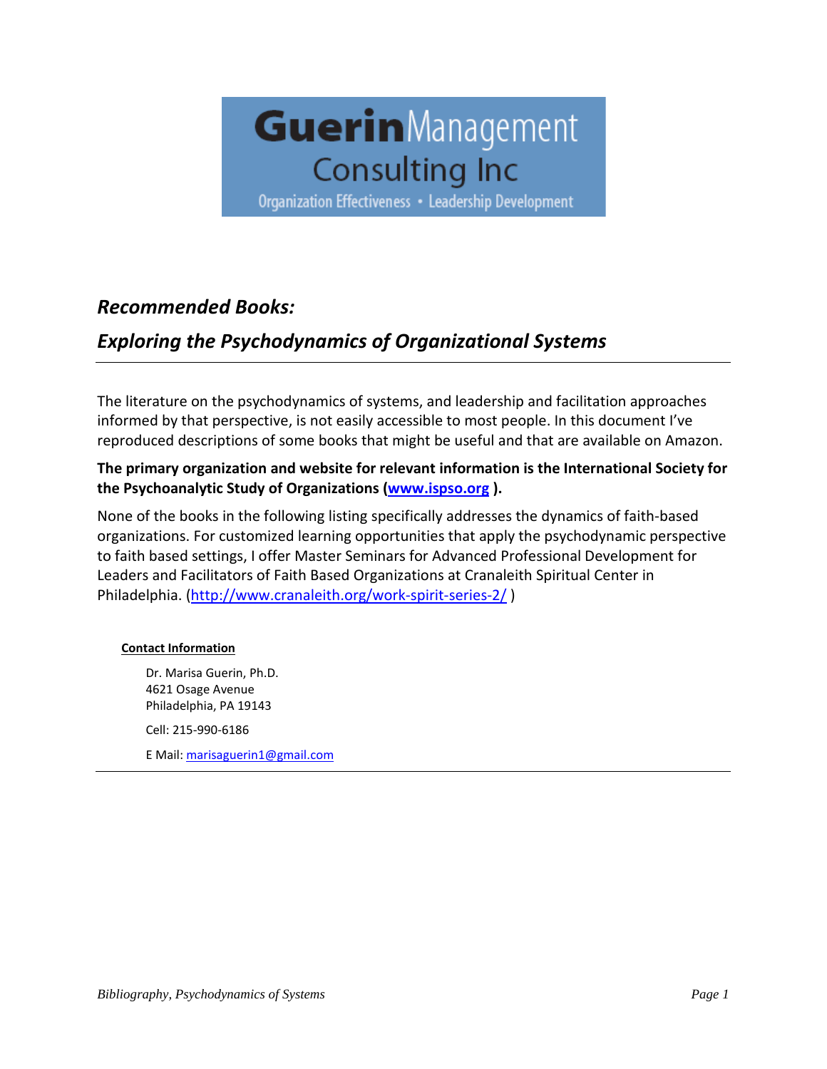**Guerin** Management Consulting Inc

Organization Effectiveness • Leadership Development

## *Recommended Books:*

## *Exploring the Psychodynamics of Organizational Systems*

---

The literature on the psychodynamics of systems, and leadership and facilitation approaches informed by that perspective, is not easily accessible to most people. In this document I've reproduced descriptions of some books that might be useful and that are available on Amazon.

**The primary organization and website for relevant information is the International Society for the Psychoanalytic Study of Organizations (www.ispso.org ).**

None of the books in the following listing specifically addresses the dynamics of faith-based organizations. For customized learning opportunities that apply the psychodynamic perspective to faith based settings, I offer Master Seminars for Advanced Professional Development for Leaders and Facilitators of Faith Based Organizations at Cranaleith Spiritual Center in Philadelphia. (http://www.cranaleith.org/work-spirit-series-2/ )

**Contact Information**

Dr. Marisa Guerin, Ph.D.
4621 Osage Avenue
Philadelphia, PA 19143

Cell: 215-990-6186

E Mail: marisaguerin1@gmail.com

---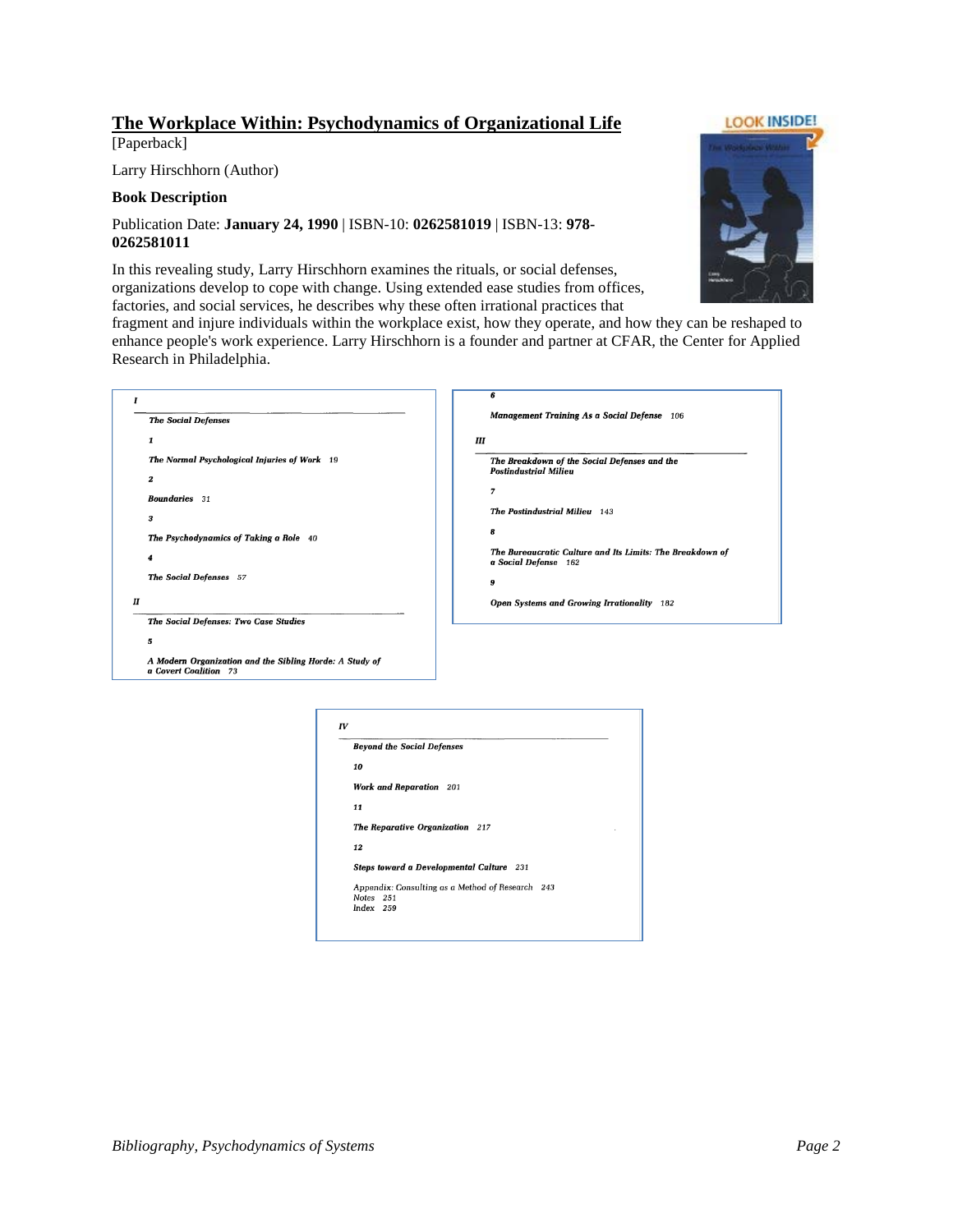# The Workplace Within: Psychodynamics of Organizational Life

[Paperback]

Larry Hirschhorn (Author)

**Book Description**

Publication Date: **January 24, 1990** | ISBN-10: **0262581019** | ISBN-13: **978-0262581011**

In this revealing study, Larry Hirschhorn examines the rituals, or social defenses, organizations develop to cope with change. Using extended ease studies from offices, factories, and social services, he describes why these often irrational practices that fragment and injure individuals within the workplace exist, how they operate, and how they can be reshaped to enhance people's work experience. Larry Hirschhorn is a founder and partner at CFAR, the Center for Applied Research in Philadelphia.

**I**

*The Social Defenses*

**1**

*The Normal Psychological Injuries of Work* 19

**2**

*Boundaries* 31

**3**

*The Psychodynamics of Taking a Role* 40

**4**

*The Social Defenses* 57

**II**

*The Social Defenses: Two Case Studies*

**5**

*A Modern Organization and the Sibling Horde: A Study of a Covert Coalition* 73

**6**

*Management Training As a Social Defense* 106

**III**

*The Breakdown of the Social Defenses and the Postindustrial Milieu*

**7**

*The Postindustrial Milieu* 143

**8**

*The Bureaucratic Culture and Its Limits: The Breakdown of a Social Defense* 162

**9**

*Open Systems and Growing Irrationality* 182

**IV**

*Beyond the Social Defenses*

**10**

*Work and Reparation* 201

**11**

*The Reparative Organization* 217

**12**

*Steps toward a Developmental Culture* 231

Appendix: Consulting as a Method of Research 243
Notes 251
Index 259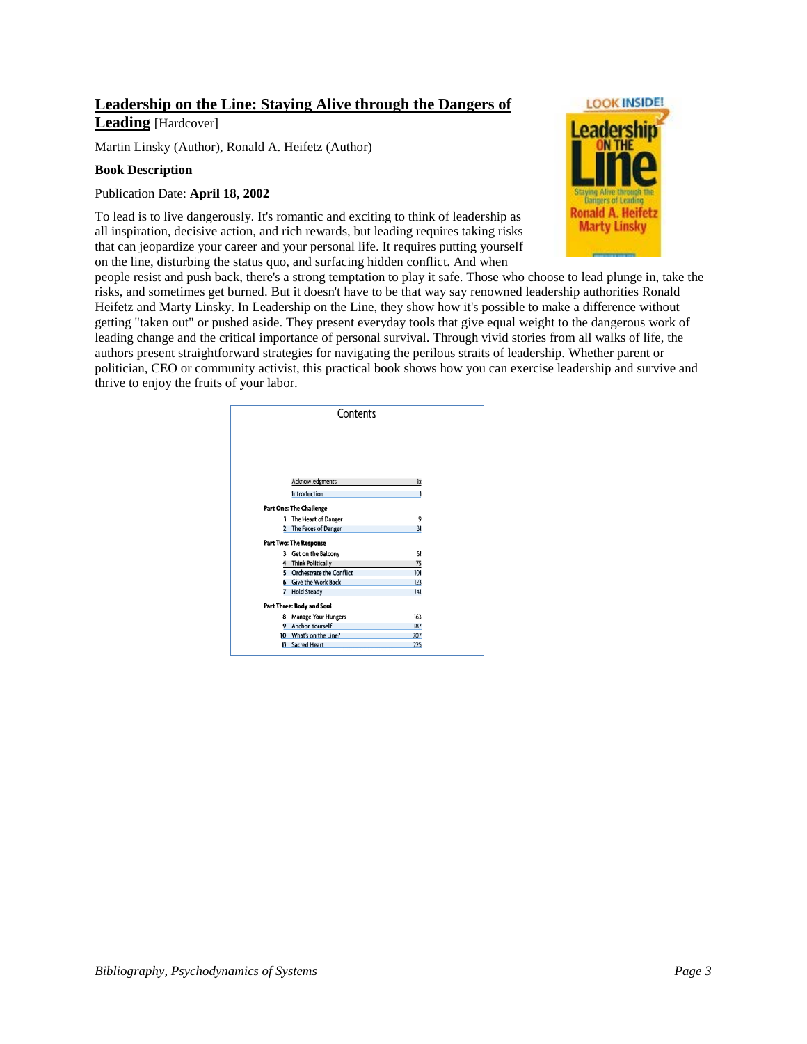## Leadership on the Line: Staying Alive through the Dangers of Leading [Hardcover]

Martin Linsky (Author), Ronald A. Heifetz (Author)

**Book Description**

Publication Date: **April 18, 2002**

To lead is to live dangerously. It's romantic and exciting to think of leadership as all inspiration, decisive action, and rich rewards, but leading requires taking risks that can jeopardize your career and your personal life. It requires putting yourself on the line, disturbing the status quo, and surfacing hidden conflict. And when people resist and push back, there's a strong temptation to play it safe. Those who choose to lead plunge in, take the risks, and sometimes get burned. But it doesn't have to be that way say renowned leadership authorities Ronald Heifetz and Marty Linsky. In Leadership on the Line, they show how it's possible to make a difference without getting "taken out" or pushed aside. They present everyday tools that give equal weight to the dangerous work of leading change and the critical importance of personal survival. Through vivid stories from all walks of life, the authors present straightforward strategies for navigating the perilous straits of leadership. Whether parent or politician, CEO or community activist, this practical book shows how you can exercise leadership and survive and thrive to enjoy the fruits of your labor.

Contents

| | | |
|---|---|---|
| | Acknowledgments | ix |
| | Introduction | 1 |
| **Part One: The Challenge** | | |
| 1 | The Heart of Danger | 9 |
| 2 | The Faces of Danger | 31 |
| **Part Two: The Response** | | |
| 3 | Get on the Balcony | 51 |
| 4 | Think Politically | 75 |
| 5 | Orchestrate the Conflict | 101 |
| 6 | Give the Work Back | 123 |
| 7 | Hold Steady | 141 |
| **Part Three: Body and Soul** | | |
| 8 | Manage Your Hungers | 163 |
| 9 | Anchor Yourself | 187 |
| 10 | What's on the Line? | 207 |
| 11 | Sacred Heart | 225 |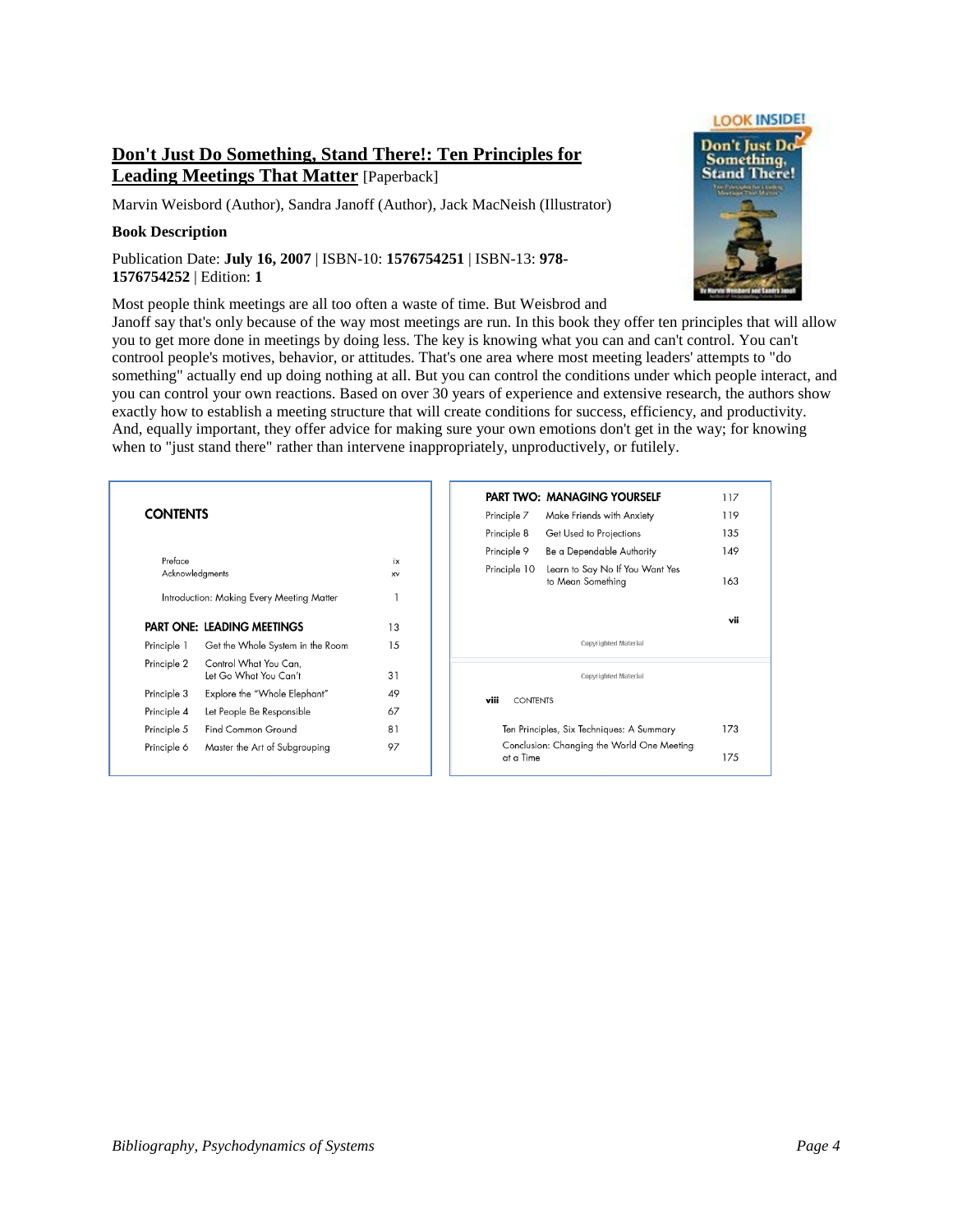## Don't Just Do Something, Stand There!: Ten Principles for Leading Meetings That Matter [Paperback]

Marvin Weisbord (Author), Sandra Janoff (Author), Jack MacNeish (Illustrator)

**Book Description**

Publication Date: **July 16, 2007** | ISBN-10: **1576754251** | ISBN-13: **978-1576754252** | Edition: **1**

Most people think meetings are all too often a waste of time. But Weisbrod and Janoff say that's only because of the way most meetings are run. In this book they offer ten principles that will allow you to get more done in meetings by doing less. The key is knowing what you can and can't control. You can't controol people's motives, behavior, or attitudes. That's one area where most meeting leaders' attempts to "do something" actually end up doing nothing at all. But you can control the conditions under which people interact, and you can control your own reactions. Based on over 30 years of experience and extensive research, the authors show exactly how to establish a meeting structure that will create conditions for success, efficiency, and productivity. And, equally important, they offer advice for making sure your own emotions don't get in the way; for knowing when to "just stand there" rather than intervene inappropriately, unproductively, or futilely.

**CONTENTS**

| | | |
|---|---|---|
| Preface | | ix |
| Acknowledgments | | xv |
| Introduction: Making Every Meeting Matter | | 1 |
| **PART ONE: LEADING MEETINGS** | | 13 |
| Principle 1 | Get the Whole System in the Room | 15 |
| Principle 2 | Control What You Can, Let Go What You Can't | 31 |
| Principle 3 | Explore the "Whole Elephant" | 49 |
| Principle 4 | Let People Be Responsible | 67 |
| Principle 5 | Find Common Ground | 81 |
| Principle 6 | Master the Art of Subgrouping | 97 |
| **PART TWO: MANAGING YOURSELF** | | 117 |
| Principle 7 | Make Friends with Anxiety | 119 |
| Principle 8 | Get Used to Projections | 135 |
| Principle 9 | Be a Dependable Authority | 149 |
| Principle 10 | Learn to Say No If You Want Yes to Mean Something | 163 |
| Ten Principles, Six Techniques: A Summary | | 173 |
| Conclusion: Changing the World One Meeting at a Time | | 175 |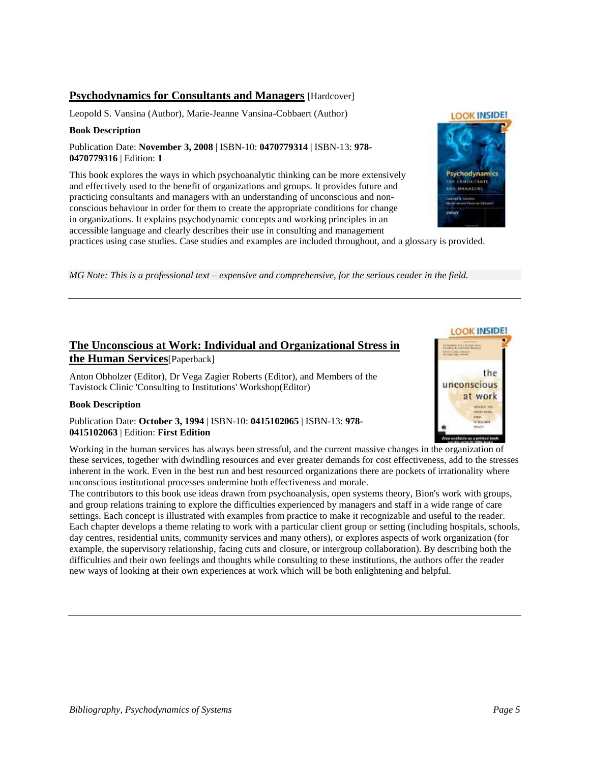## Psychodynamics for Consultants and Managers [Hardcover]

Leopold S. Vansina (Author), Marie-Jeanne Vansina-Cobbaert (Author)

**Book Description**

Publication Date: **November 3, 2008** | ISBN-10: **0470779314** | ISBN-13: **978-0470779316** | Edition: **1**

This book explores the ways in which psychoanalytic thinking can be more extensively and effectively used to the benefit of organizations and groups. It provides future and practicing consultants and managers with an understanding of unconscious and non-conscious behaviour in order for them to create the appropriate conditions for change in organizations. It explains psychodynamic concepts and working principles in an accessible language and clearly describes their use in consulting and management practices using case studies. Case studies and examples are included throughout, and a glossary is provided.

*MG Note: This is a professional text – expensive and comprehensive, for the serious reader in the field.*

---

## The Unconscious at Work: Individual and Organizational Stress in the Human Services[Paperback]

Anton Obholzer (Editor), Dr Vega Zagier Roberts (Editor), and Members of the Tavistock Clinic 'Consulting to Institutions' Workshop(Editor)

**Book Description**

Publication Date: **October 3, 1994** | ISBN-10: **0415102065** | ISBN-13: **978-0415102063** | Edition: **First Edition**

Working in the human services has always been stressful, and the current massive changes in the organization of these services, together with dwindling resources and ever greater demands for cost effectiveness, add to the stresses inherent in the work. Even in the best run and best resourced organizations there are pockets of irrationality where unconscious institutional processes undermine both effectiveness and morale.

The contributors to this book use ideas drawn from psychoanalysis, open systems theory, Bion's work with groups, and group relations training to explore the difficulties experienced by managers and staff in a wide range of care settings. Each concept is illustrated with examples from practice to make it recognizable and useful to the reader. Each chapter develops a theme relating to work with a particular client group or setting (including hospitals, schools, day centres, residential units, community services and many others), or explores aspects of work organization (for example, the supervisory relationship, facing cuts and closure, or intergroup collaboration). By describing both the difficulties and their own feelings and thoughts while consulting to these institutions, the authors offer the reader new ways of looking at their own experiences at work which will be both enlightening and helpful.

---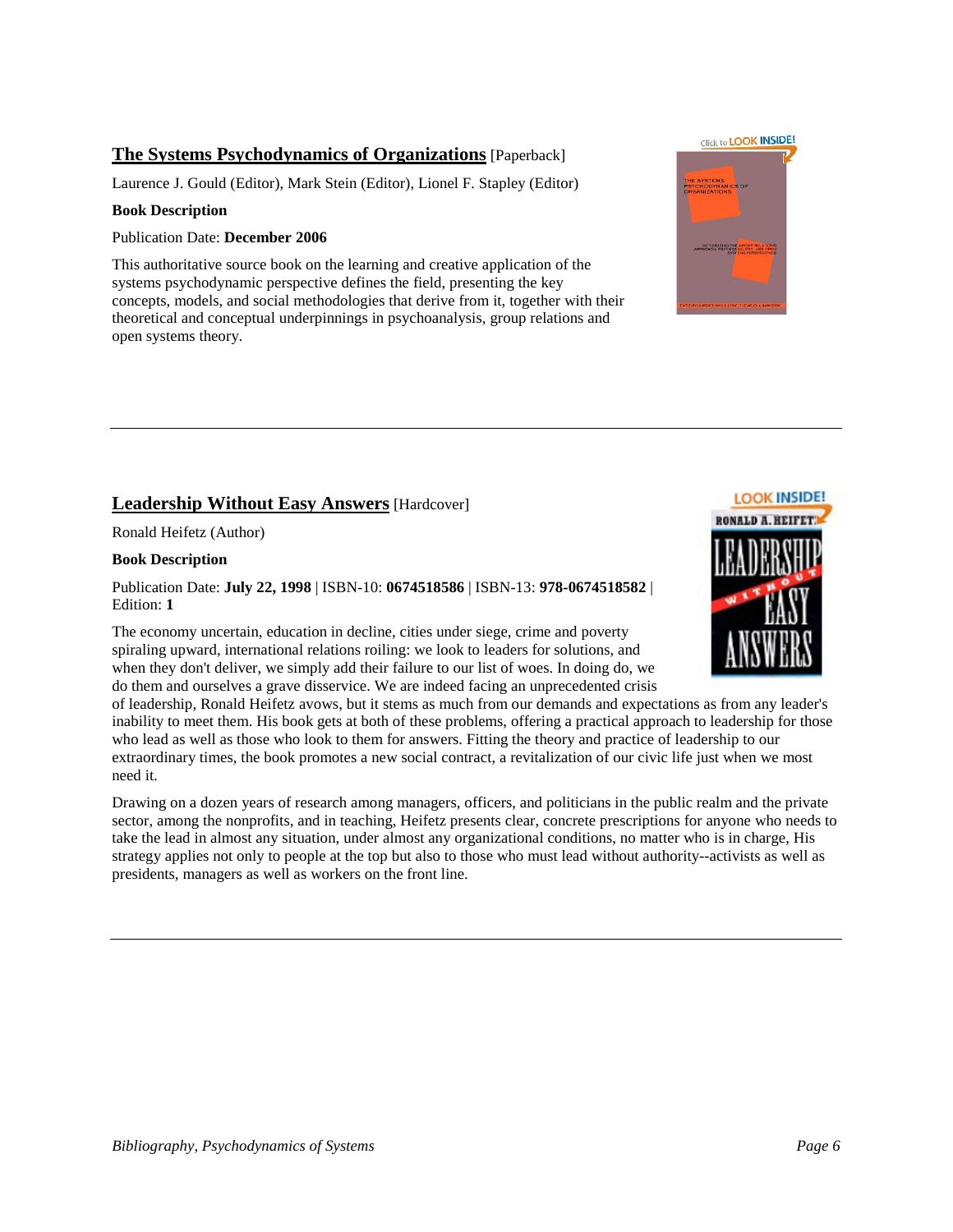## **The Systems Psychodynamics of Organizations** [Paperback]

Laurence J. Gould (Editor), Mark Stein (Editor), Lionel F. Stapley (Editor)

**Book Description**

Publication Date: **December 2006**

This authoritative source book on the learning and creative application of the systems psychodynamic perspective defines the field, presenting the key concepts, models, and social methodologies that derive from it, together with their theoretical and conceptual underpinnings in psychoanalysis, group relations and open systems theory.

---

## **Leadership Without Easy Answers** [Hardcover]

Ronald Heifetz (Author)

**Book Description**

Publication Date: **July 22, 1998** | ISBN-10: **0674518586** | ISBN-13: **978-0674518582** | Edition: **1**

The economy uncertain, education in decline, cities under siege, crime and poverty spiraling upward, international relations roiling: we look to leaders for solutions, and when they don't deliver, we simply add their failure to our list of woes. In doing do, we do them and ourselves a grave disservice. We are indeed facing an unprecedented crisis of leadership, Ronald Heifetz avows, but it stems as much from our demands and expectations as from any leader's inability to meet them. His book gets at both of these problems, offering a practical approach to leadership for those who lead as well as those who look to them for answers. Fitting the theory and practice of leadership to our extraordinary times, the book promotes a new social contract, a revitalization of our civic life just when we most need it.

Drawing on a dozen years of research among managers, officers, and politicians in the public realm and the private sector, among the nonprofits, and in teaching, Heifetz presents clear, concrete prescriptions for anyone who needs to take the lead in almost any situation, under almost any organizational conditions, no matter who is in charge, His strategy applies not only to people at the top but also to those who must lead without authority--activists as well as presidents, managers as well as workers on the front line.

---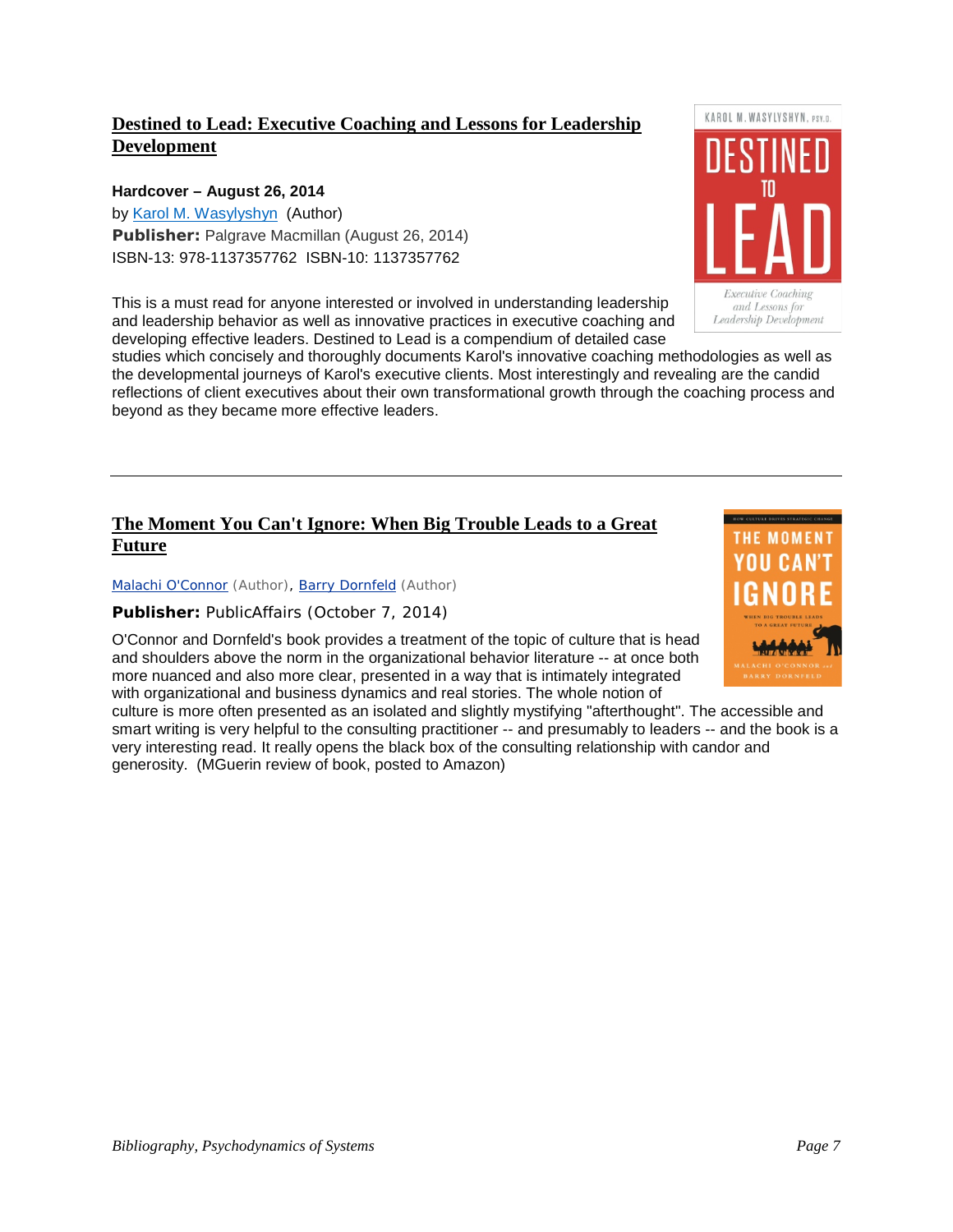## Destined to Lead: Executive Coaching and Lessons for Leadership Development

**Hardcover – August 26, 2014**

by Karol M. Wasylyshyn (Author)

**Publisher:** Palgrave Macmillan (August 26, 2014)

ISBN-13: 978-1137357762 ISBN-10: 1137357762

This is a must read for anyone interested or involved in understanding leadership and leadership behavior as well as innovative practices in executive coaching and developing effective leaders. Destined to Lead is a compendium of detailed case studies which concisely and thoroughly documents Karol's innovative coaching methodologies as well as the developmental journeys of Karol's executive clients. Most interestingly and revealing are the candid reflections of client executives about their own transformational growth through the coaching process and beyond as they became more effective leaders.

---

## The Moment You Can't Ignore: When Big Trouble Leads to a Great Future

Malachi O'Connor (Author), Barry Dornfeld (Author)

**Publisher:** PublicAffairs (October 7, 2014)

O'Connor and Dornfeld's book provides a treatment of the topic of culture that is head and shoulders above the norm in the organizational behavior literature -- at once both more nuanced and also more clear, presented in a way that is intimately integrated with organizational and business dynamics and real stories. The whole notion of culture is more often presented as an isolated and slightly mystifying "afterthought". The accessible and smart writing is very helpful to the consulting practitioner -- and presumably to leaders -- and the book is a very interesting read. It really opens the black box of the consulting relationship with candor and generosity. (MGuerin review of book, posted to Amazon)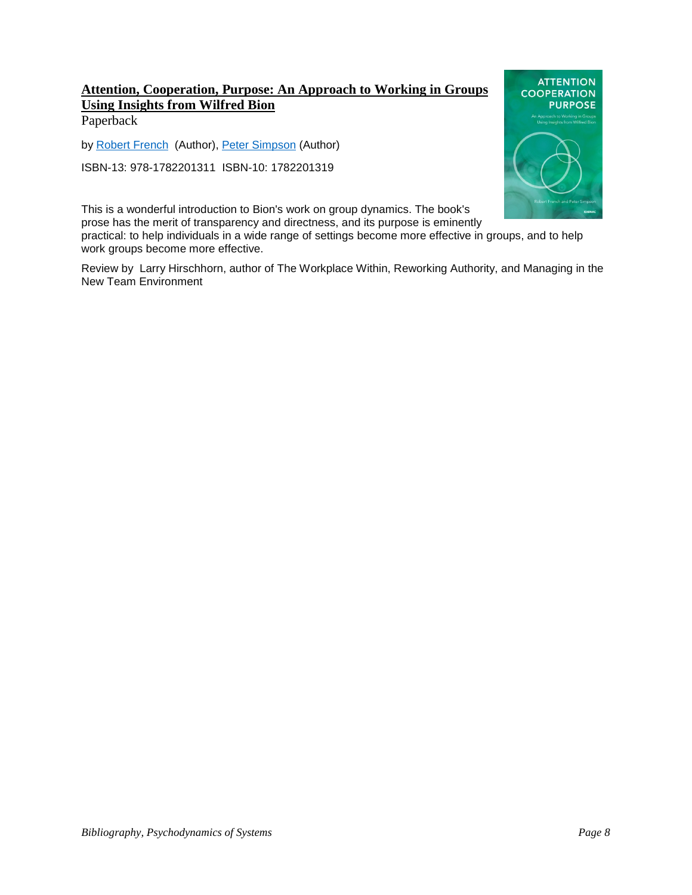**Attention, Cooperation, Purpose: An Approach to Working in Groups Using Insights from Wilfred Bion**

Paperback

by Robert French (Author), Peter Simpson (Author)

ISBN-13: 978-1782201311 ISBN-10: 1782201319

This is a wonderful introduction to Bion's work on group dynamics. The book's prose has the merit of transparency and directness, and its purpose is eminently practical: to help individuals in a wide range of settings become more effective in groups, and to help work groups become more effective.

Review by Larry Hirschhorn, author of The Workplace Within, Reworking Authority, and Managing in the New Team Environment